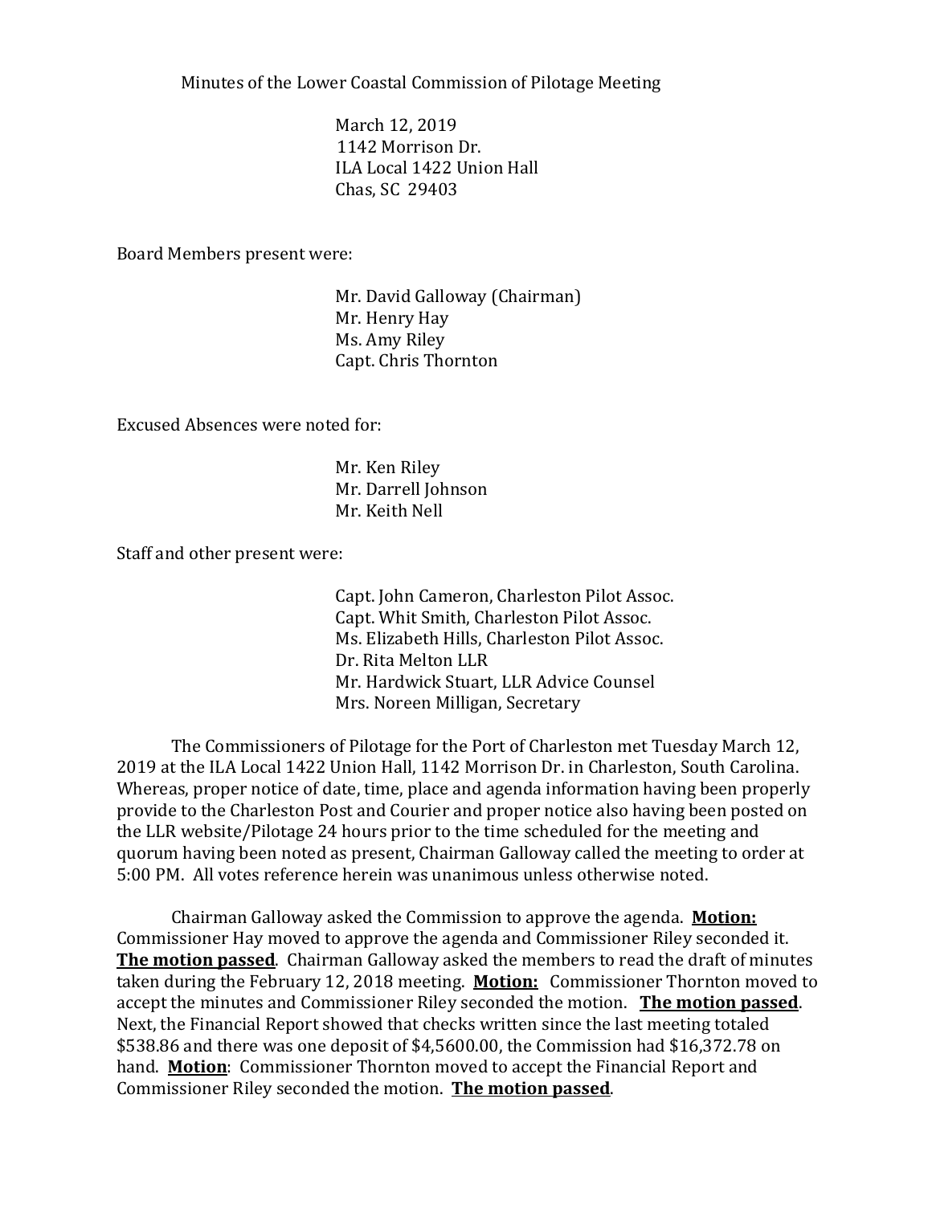Minutes of the Lower Coastal Commission of Pilotage Meeting

March 12, 2019
1142 Morrison Dr.
ILA Local 1422 Union Hall
Chas, SC 29403

Board Members present were:

Mr. David Galloway (Chairman)
Mr. Henry Hay
Ms. Amy Riley
Capt. Chris Thornton

Excused Absences were noted for:

Mr. Ken Riley
Mr. Darrell Johnson
Mr. Keith Nell

Staff and other present were:

Capt. John Cameron, Charleston Pilot Assoc.
Capt. Whit Smith, Charleston Pilot Assoc.
Ms. Elizabeth Hills, Charleston Pilot Assoc.
Dr. Rita Melton LLR
Mr. Hardwick Stuart, LLR Advice Counsel
Mrs. Noreen Milligan, Secretary

The Commissioners of Pilotage for the Port of Charleston met Tuesday March 12, 2019 at the ILA Local 1422 Union Hall, 1142 Morrison Dr. in Charleston, South Carolina. Whereas, proper notice of date, time, place and agenda information having been properly provide to the Charleston Post and Courier and proper notice also having been posted on the LLR website/Pilotage 24 hours prior to the time scheduled for the meeting and quorum having been noted as present, Chairman Galloway called the meeting to order at 5:00 PM. All votes reference herein was unanimous unless otherwise noted.

Chairman Galloway asked the Commission to approve the agenda. **Motion:** Commissioner Hay moved to approve the agenda and Commissioner Riley seconded it. **The motion passed**. Chairman Galloway asked the members to read the draft of minutes taken during the February 12, 2018 meeting. **Motion:** Commissioner Thornton moved to accept the minutes and Commissioner Riley seconded the motion. **The motion passed**. Next, the Financial Report showed that checks written since the last meeting totaled $538.86 and there was one deposit of $4,5600.00, the Commission had $16,372.78 on hand. **Motion**: Commissioner Thornton moved to accept the Financial Report and Commissioner Riley seconded the motion. **The motion passed**.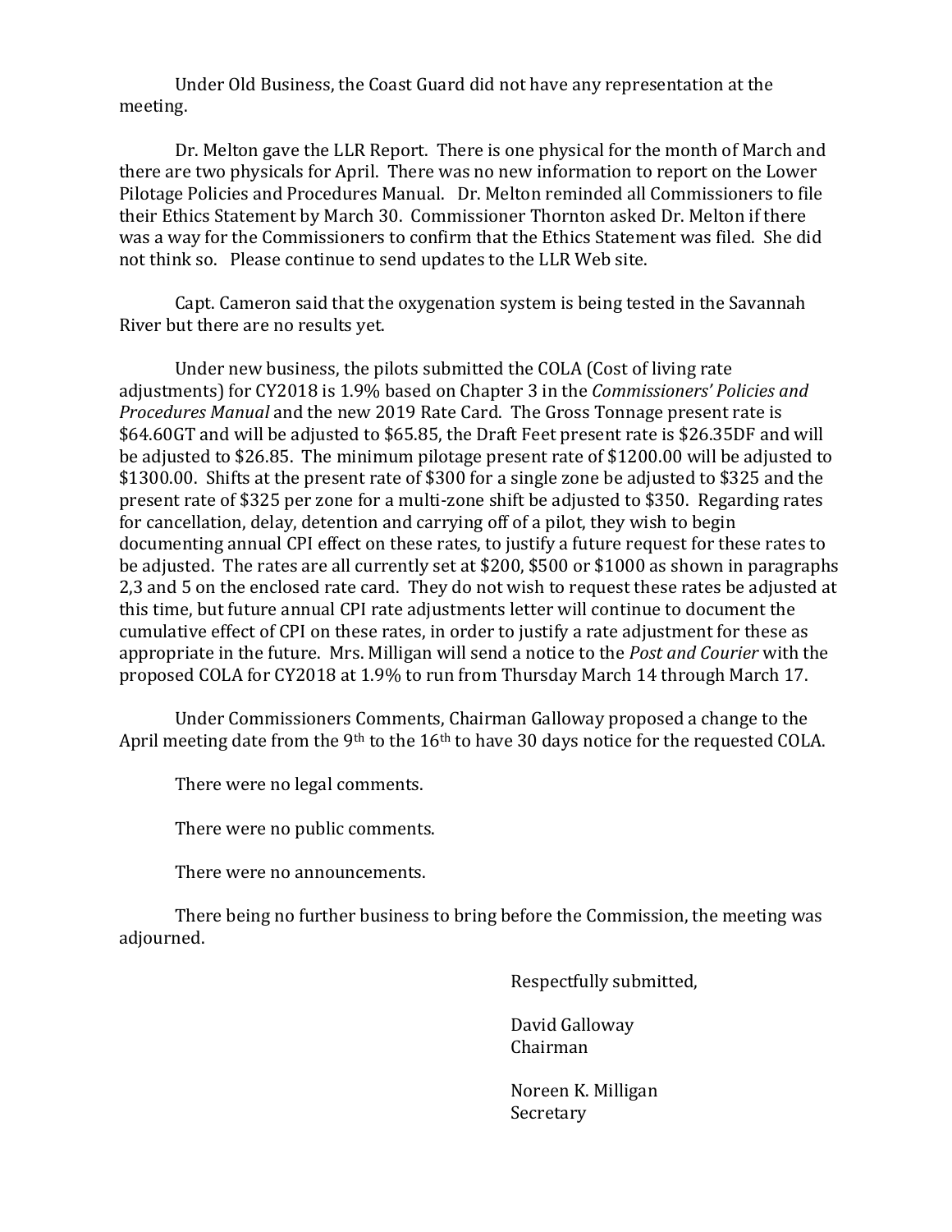Under Old Business, the Coast Guard did not have any representation at the meeting.

Dr. Melton gave the LLR Report. There is one physical for the month of March and there are two physicals for April. There was no new information to report on the Lower Pilotage Policies and Procedures Manual. Dr. Melton reminded all Commissioners to file their Ethics Statement by March 30. Commissioner Thornton asked Dr. Melton if there was a way for the Commissioners to confirm that the Ethics Statement was filed. She did not think so. Please continue to send updates to the LLR Web site.

Capt. Cameron said that the oxygenation system is being tested in the Savannah River but there are no results yet.

Under new business, the pilots submitted the COLA (Cost of living rate adjustments) for CY2018 is 1.9% based on Chapter 3 in the *Commissioners' Policies and Procedures Manual* and the new 2019 Rate Card. The Gross Tonnage present rate is $64.60GT and will be adjusted to $65.85, the Draft Feet present rate is $26.35DF and will be adjusted to $26.85. The minimum pilotage present rate of $1200.00 will be adjusted to $1300.00. Shifts at the present rate of $300 for a single zone be adjusted to $325 and the present rate of $325 per zone for a multi-zone shift be adjusted to $350. Regarding rates for cancellation, delay, detention and carrying off of a pilot, they wish to begin documenting annual CPI effect on these rates, to justify a future request for these rates to be adjusted. The rates are all currently set at $200, $500 or $1000 as shown in paragraphs 2,3 and 5 on the enclosed rate card. They do not wish to request these rates be adjusted at this time, but future annual CPI rate adjustments letter will continue to document the cumulative effect of CPI on these rates, in order to justify a rate adjustment for these as appropriate in the future. Mrs. Milligan will send a notice to the *Post and Courier* with the proposed COLA for CY2018 at 1.9% to run from Thursday March 14 through March 17.

Under Commissioners Comments, Chairman Galloway proposed a change to the April meeting date from the 9th to the 16th to have 30 days notice for the requested COLA.

There were no legal comments.

There were no public comments.

There were no announcements.

There being no further business to bring before the Commission, the meeting was adjourned.

Respectfully submitted,

David Galloway
Chairman

Noreen K. Milligan
Secretary